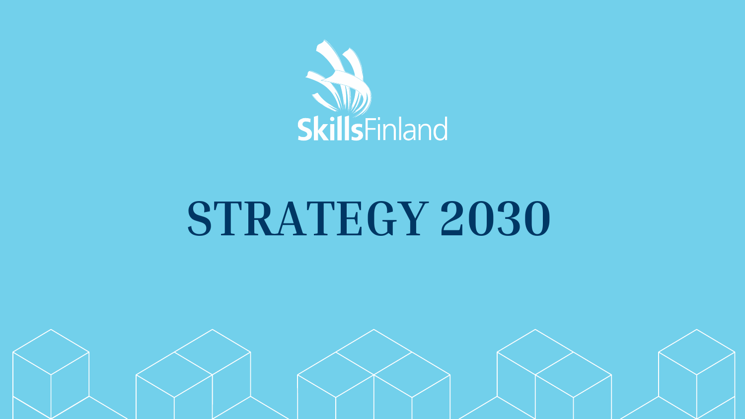SkillsFinland

# STRATEGY 2030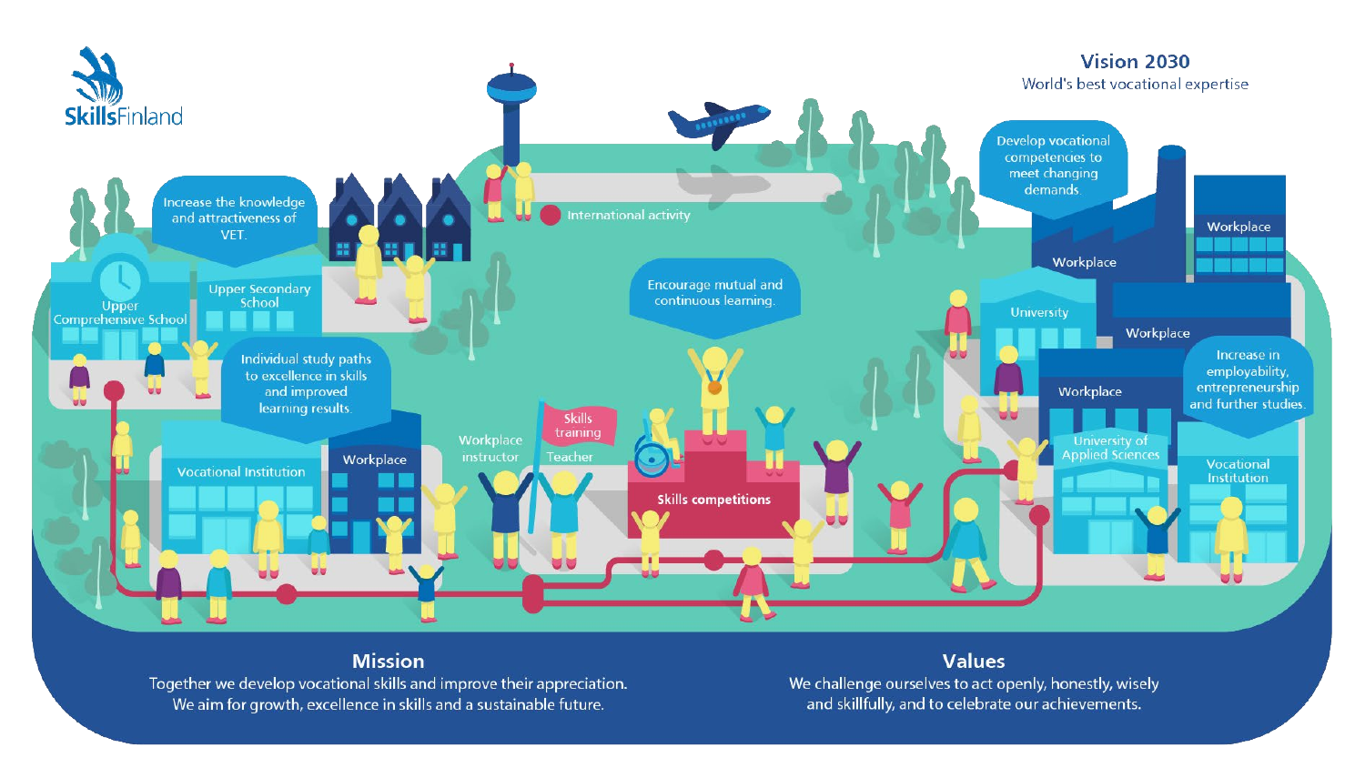SkillsFinland

## Vision 2030

World's best vocational expertise

Increase the knowledge and attractiveness of VET.

Individual study paths to excellence in skills and improved learning results.

Encourage mutual and continuous learning.

Develop vocational competencies to meet changing demands.

Increase in employability, entrepreneurship and further studies.

Upper Comprehensive School

Upper Secondary School

International activity

Vocational Institution

Workplace

Workplace instructor

Skills training

Teacher

Skills competitions

University

Workplace

Workplace

Workplace

Workplace

University of Applied Sciences

Vocational Institution

## Mission

Together we develop vocational skills and improve their appreciation.
We aim for growth, excellence in skills and a sustainable future.

## Values

We challenge ourselves to act openly, honestly, wisely and skillfully, and to celebrate our achievements.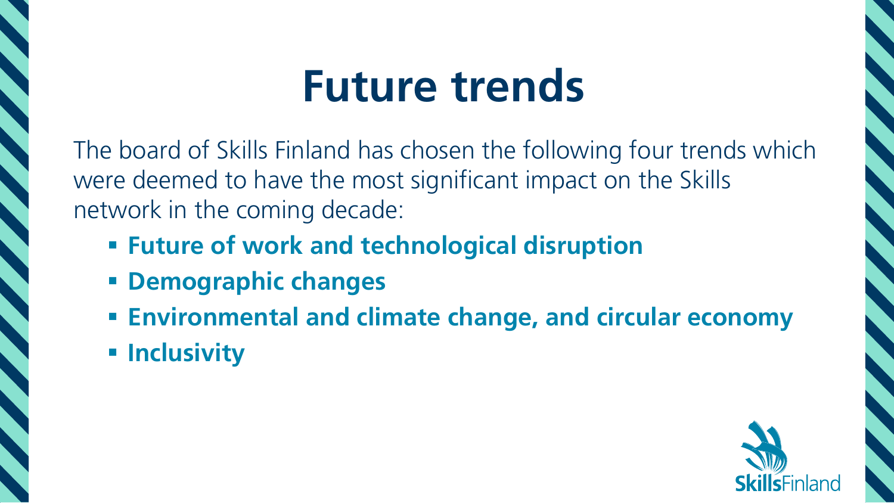# Future trends

The board of Skills Finland has chosen the following four trends which were deemed to have the most significant impact on the Skills network in the coming decade:

- **Future of work and technological disruption**
- **Demographic changes**
- **Environmental and climate change, and circular economy**
- **Inclusivity**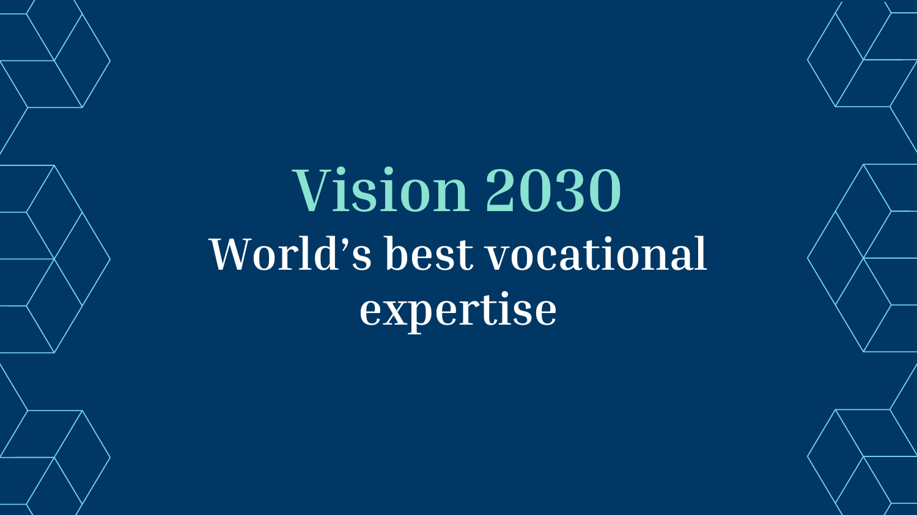# Vision 2030

## World's best vocational expertise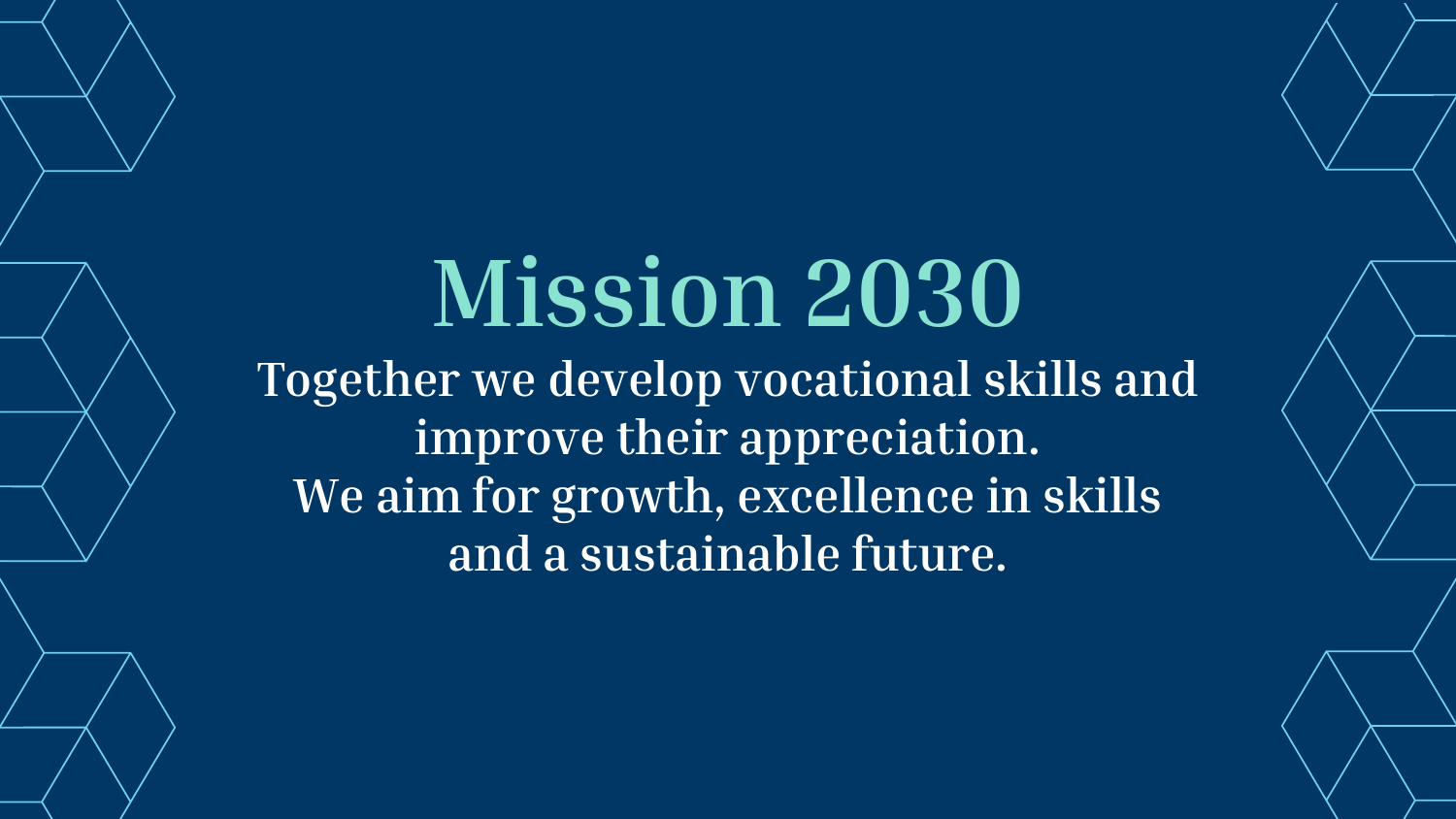# Mission 2030

Together we develop vocational skills and improve their appreciation.
We aim for growth, excellence in skills and a sustainable future.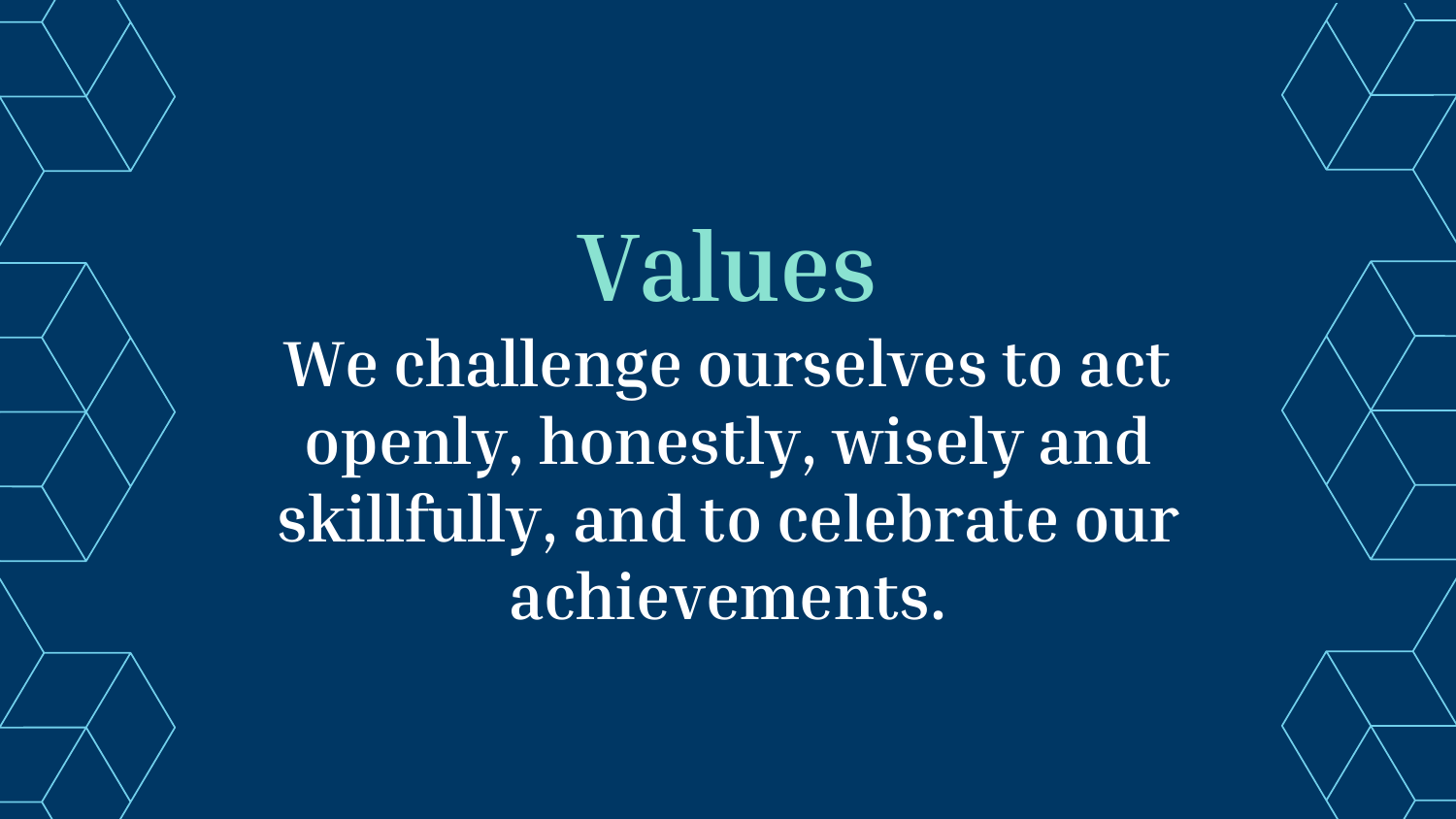# Values

We challenge ourselves to act openly, honestly, wisely and skillfully, and to celebrate our achievements.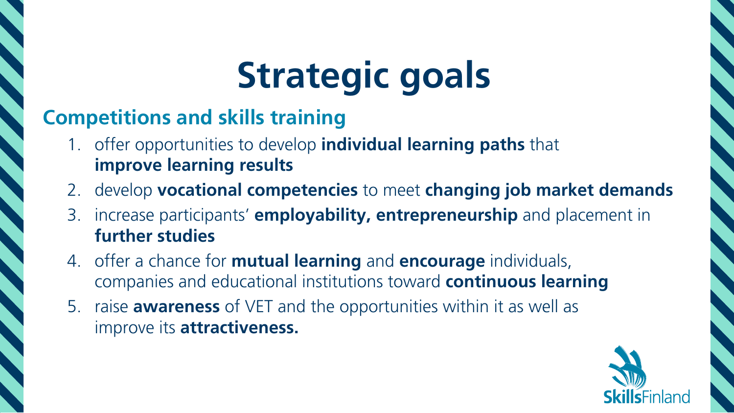# Strategic goals

## Competitions and skills training

1. offer opportunities to develop **individual learning paths** that **improve learning results**
2. develop **vocational competencies** to meet **changing job market demands**
3. increase participants' **employability, entrepreneurship** and placement in **further studies**
4. offer a chance for **mutual learning** and **encourage** individuals, companies and educational institutions toward **continuous learning**
5. raise **awareness** of VET and the opportunities within it as well as improve its **attractiveness.**

SkillsFinland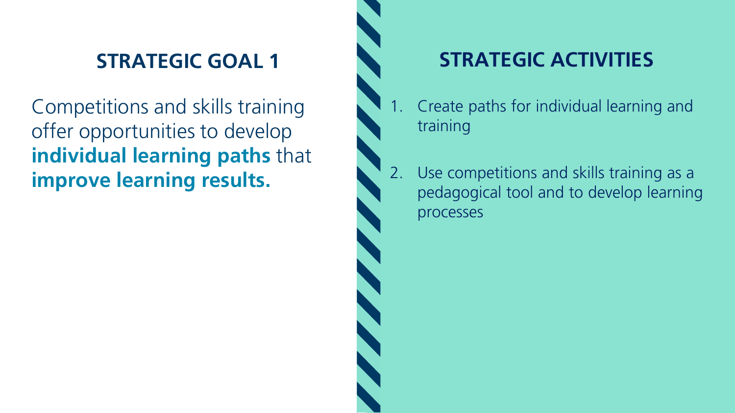## STRATEGIC GOAL 1

Competitions and skills training offer opportunities to develop **individual learning paths** that **improve learning results.**

## STRATEGIC ACTIVITIES

1. Create paths for individual learning and training
2. Use competitions and skills training as a pedagogical tool and to develop learning processes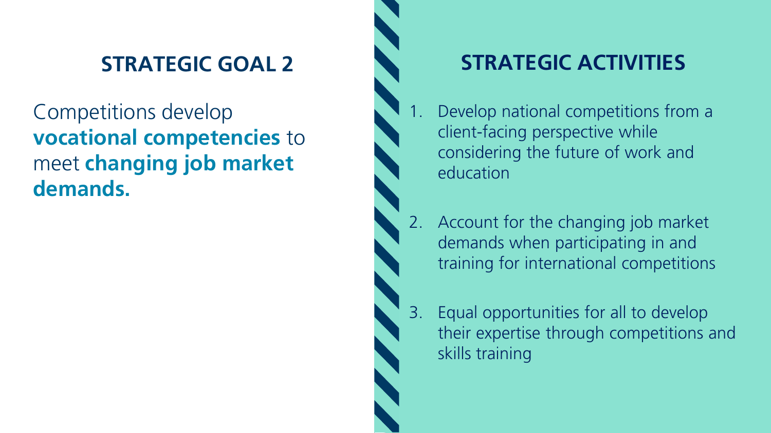## STRATEGIC GOAL 2

Competitions develop **vocational competencies** to meet **changing job market demands.**

## STRATEGIC ACTIVITIES

1. Develop national competitions from a client-facing perspective while considering the future of work and education
2. Account for the changing job market demands when participating in and training for international competitions
3. Equal opportunities for all to develop their expertise through competitions and skills training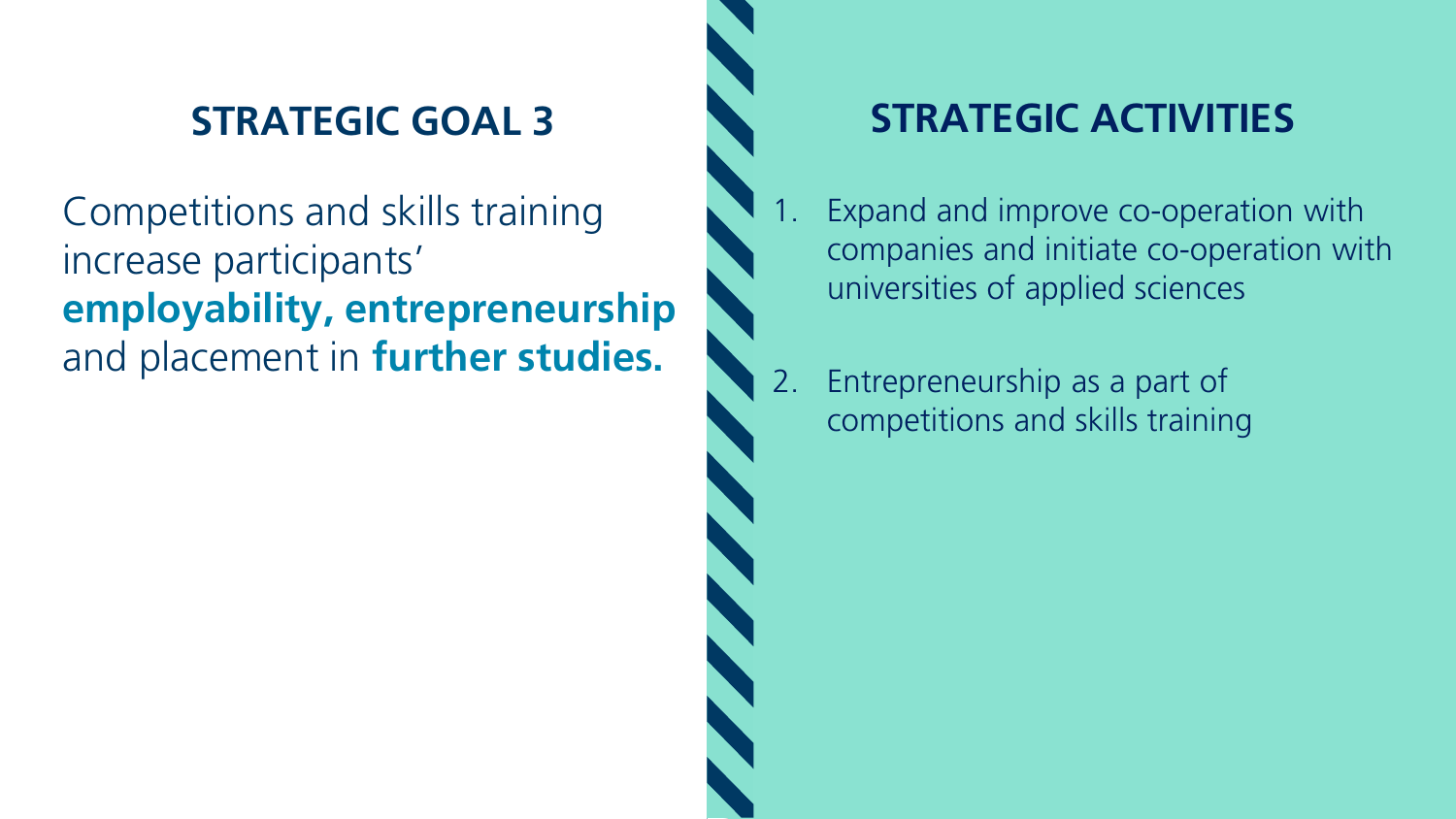## STRATEGIC GOAL 3

Competitions and skills training increase participants' **employability, entrepreneurship** and placement in **further studies.**

## STRATEGIC ACTIVITIES

1. Expand and improve co-operation with companies and initiate co-operation with universities of applied sciences
2. Entrepreneurship as a part of competitions and skills training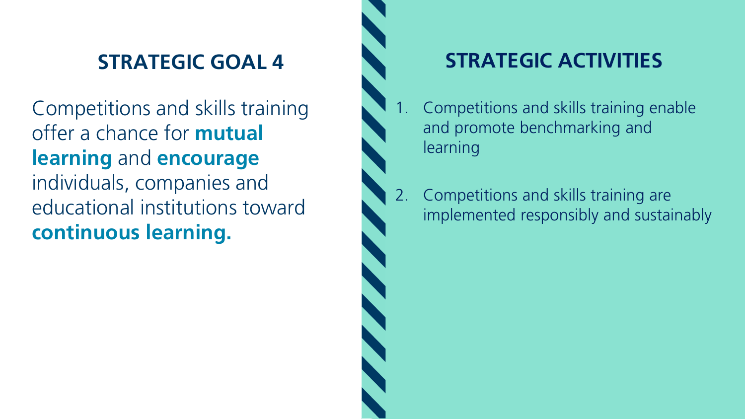## STRATEGIC GOAL 4

Competitions and skills training offer a chance for **mutual learning** and **encourage** individuals, companies and educational institutions toward **continuous learning.**

## STRATEGIC ACTIVITIES

1. Competitions and skills training enable and promote benchmarking and learning
2. Competitions and skills training are implemented responsibly and sustainably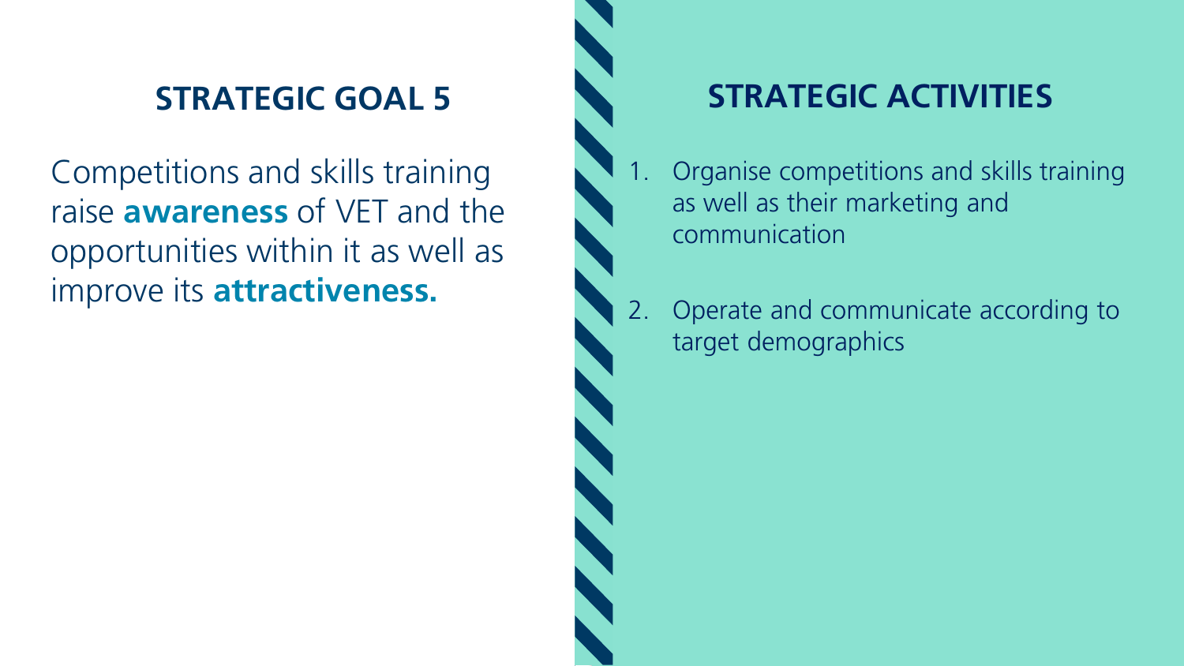## STRATEGIC GOAL 5

Competitions and skills training raise **awareness** of VET and the opportunities within it as well as improve its **attractiveness.**

## STRATEGIC ACTIVITIES

1. Organise competitions and skills training as well as their marketing and communication
2. Operate and communicate according to target demographics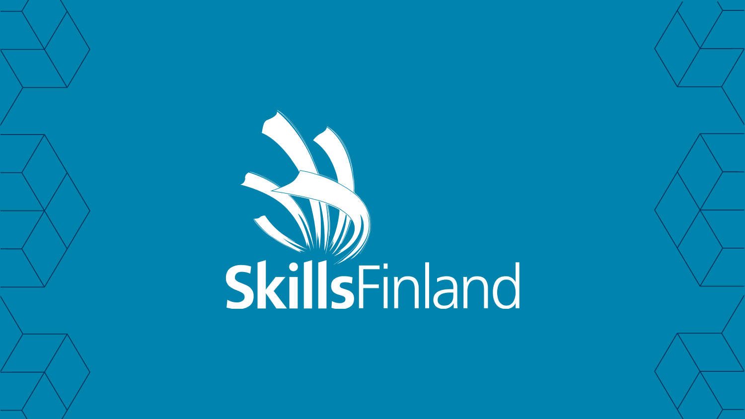SkillsFinland